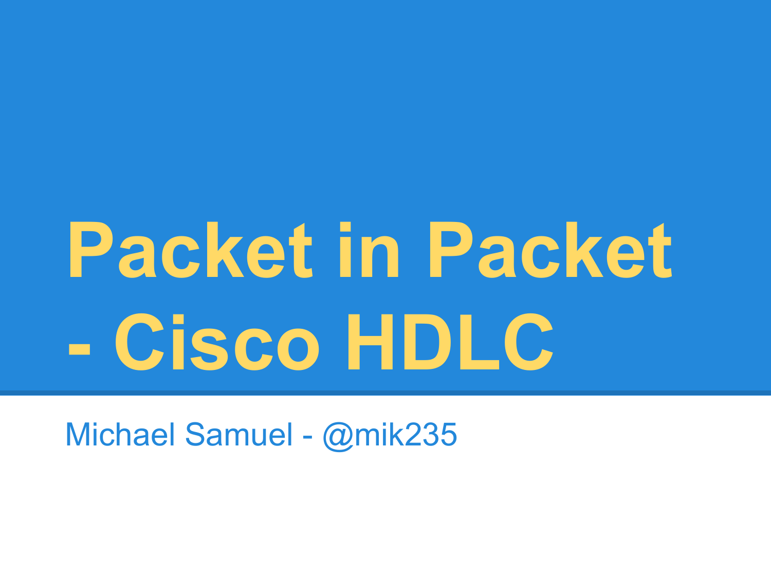# Packet in Packet - Cisco HDLC

Michael Samuel - @mik235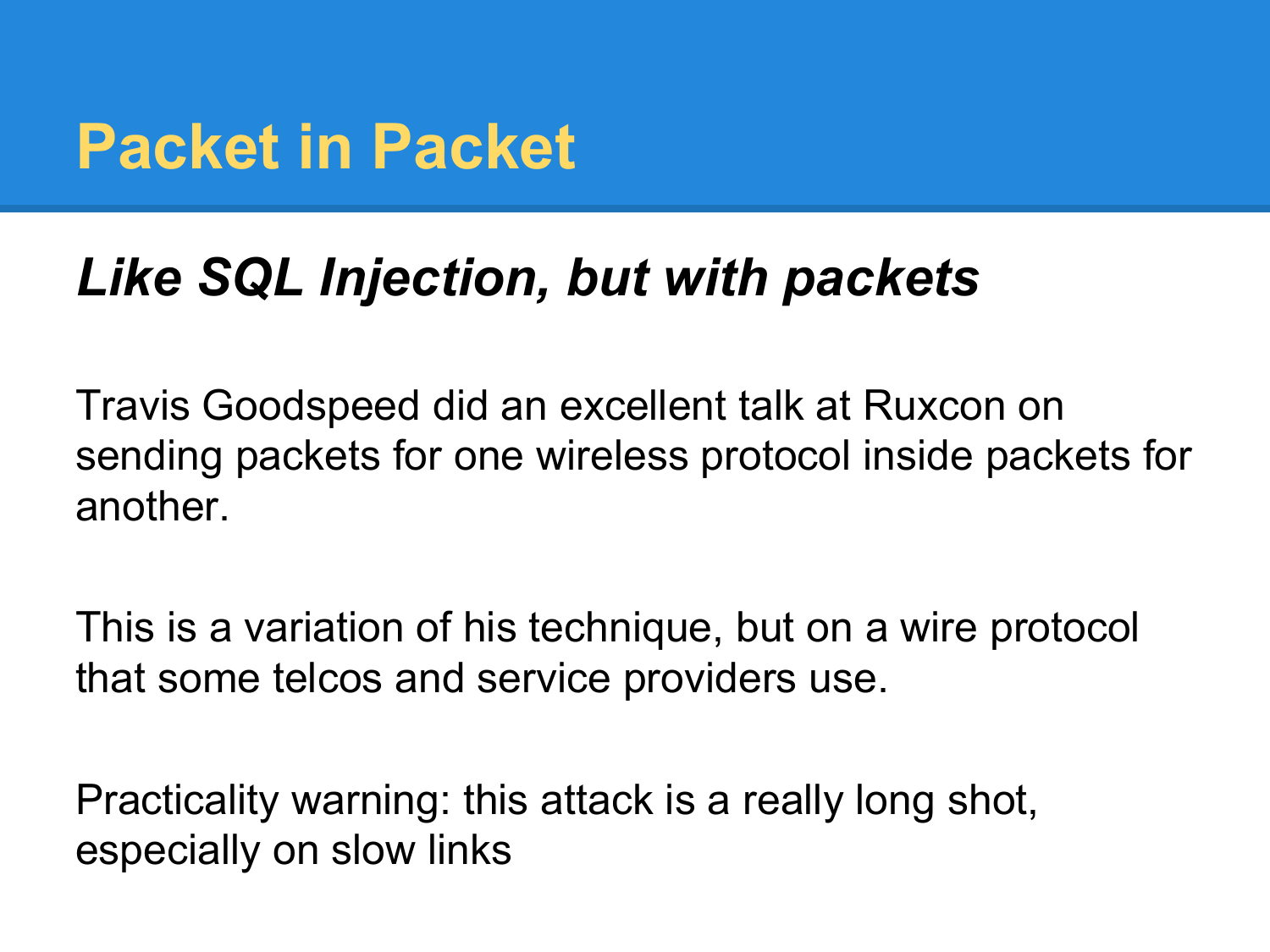# Packet in Packet

***Like SQL Injection, but with packets***

Travis Goodspeed did an excellent talk at Ruxcon on sending packets for one wireless protocol inside packets for another.

This is a variation of his technique, but on a wire protocol that some telcos and service providers use.

Practicality warning: this attack is a really long shot, especially on slow links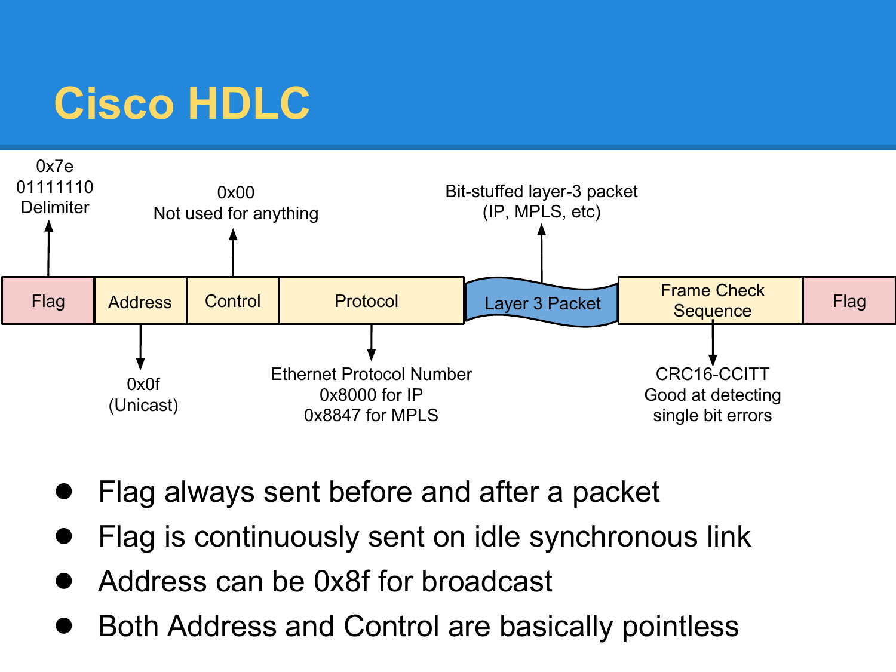# Cisco HDLC

| Flag | Address | Control | Protocol | Layer 3 Packet | Frame Check Sequence | Flag |
|---|---|---|---|---|---|---|
| 0x7e<br>01111110<br>Delimiter | 0x0f<br>(Unicast) | 0x00<br>Not used for anything | Ethernet Protocol Number<br>0x8000 for IP<br>0x8847 for MPLS | Bit-stuffed layer-3 packet<br>(IP, MPLS, etc) | CRC16-CCITT<br>Good at detecting single bit errors | |

- Flag always sent before and after a packet
- Flag is continuously sent on idle synchronous link
- Address can be 0x8f for broadcast
- Both Address and Control are basically pointless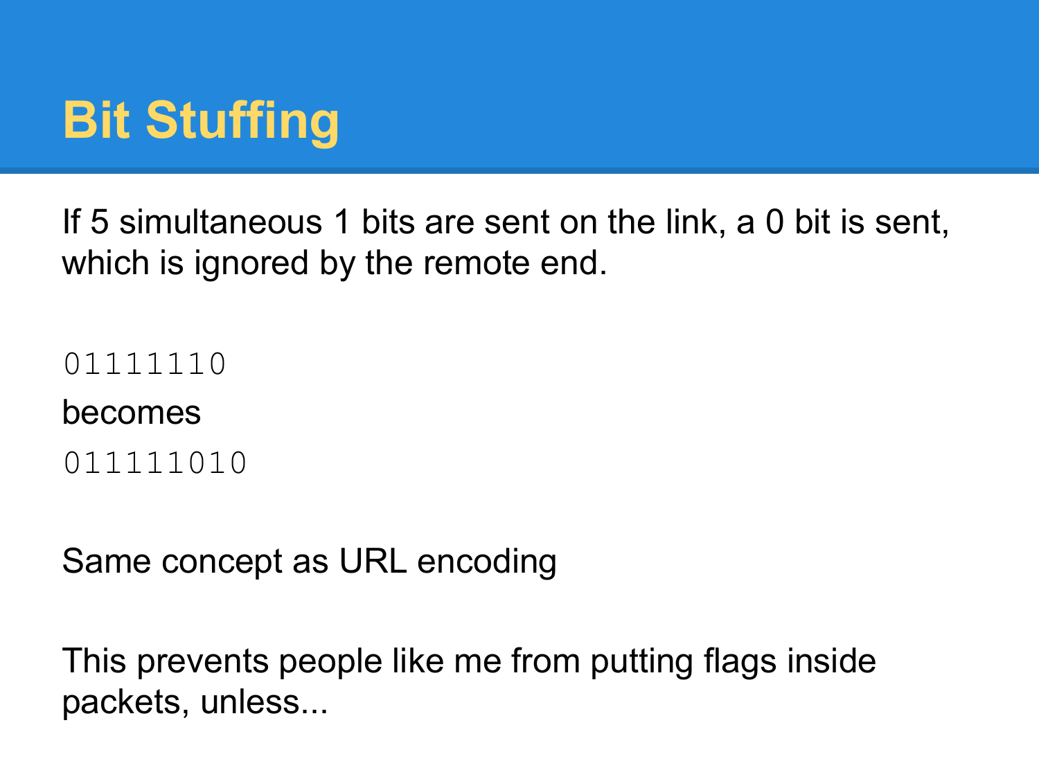# Bit Stuffing

If 5 simultaneous 1 bits are sent on the link, a 0 bit is sent, which is ignored by the remote end.

```
01111110
```

becomes

```
011111010
```

Same concept as URL encoding

This prevents people like me from putting flags inside packets, unless...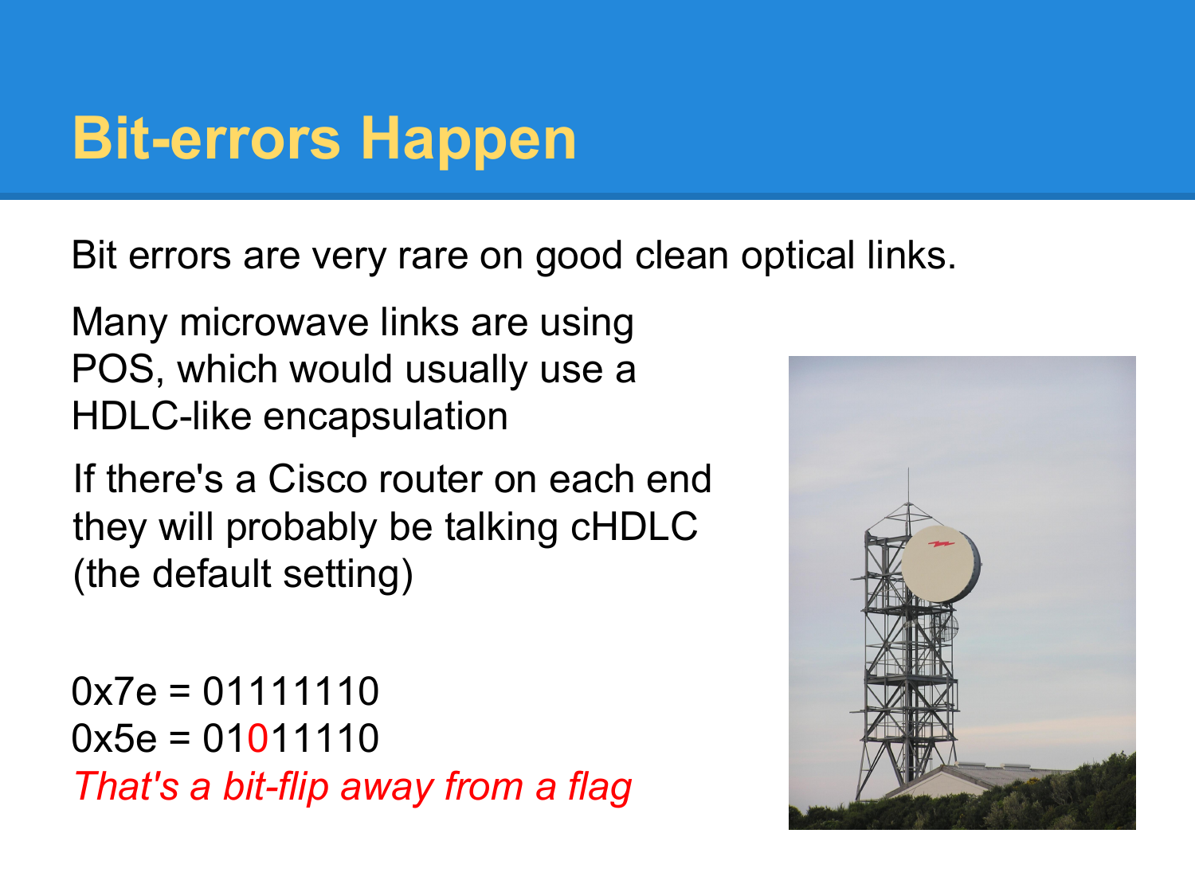# Bit-errors Happen

Bit errors are very rare on good clean optical links.

Many microwave links are using POS, which would usually use a HDLC-like encapsulation

If there's a Cisco router on each end they will probably be talking cHDLC (the default setting)

0x7e = 01111110
0x5e = 01011110
*That's a bit-flip away from a flag*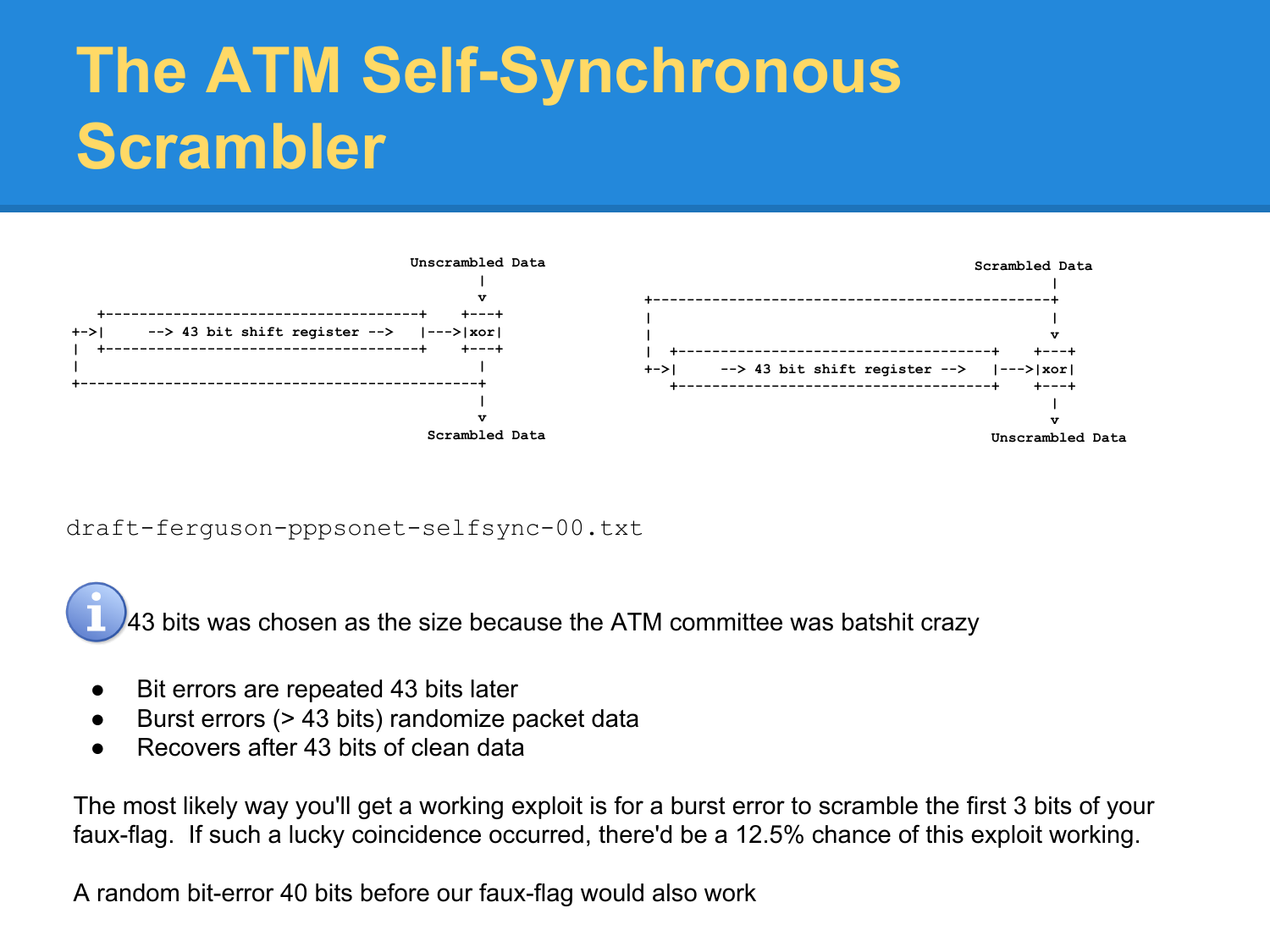# The ATM Self-Synchronous Scrambler

```
                                          Unscrambled Data
                                                 |
                                                 v
   +-------------------------------------+    +---+
+->|     --> 43 bit shift register -->   |--->|xor|
|  +-------------------------------------+    +---+
|                                                |
+-----------------------------------------------+
                                                 |
                                                 v
                                           Scrambled Data
```

```
                                            Scrambled Data
                                                 |
+-----------------------------------------------+
|                                                |
|                                                v
|  +-------------------------------------+    +---+
+->|     --> 43 bit shift register -->   |--->|xor|
   +-------------------------------------+    +---+
                                                 |
                                                 v
                                          Unscrambled Data
```

draft-ferguson-pppsonet-selfsync-00.txt

43 bits was chosen as the size because the ATM committee was batshit crazy

- Bit errors are repeated 43 bits later
- Burst errors (> 43 bits) randomize packet data
- Recovers after 43 bits of clean data

The most likely way you'll get a working exploit is for a burst error to scramble the first 3 bits of your faux-flag. If such a lucky coincidence occurred, there'd be a 12.5% chance of this exploit working.

A random bit-error 40 bits before our faux-flag would also work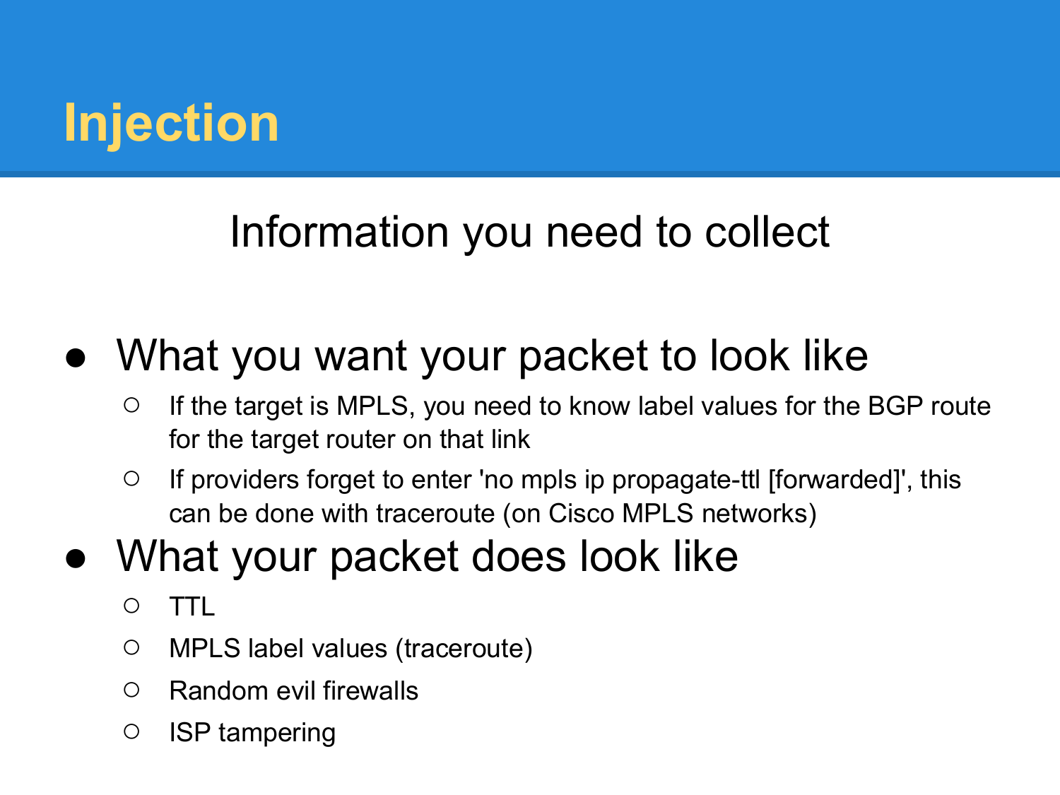# Injection

## Information you need to collect

- What you want your packet to look like
  - If the target is MPLS, you need to know label values for the BGP route for the target router on that link
  - If providers forget to enter 'no mpls ip propagate-ttl [forwarded]', this can be done with traceroute (on Cisco MPLS networks)
- What your packet does look like
  - TTL
  - MPLS label values (traceroute)
  - Random evil firewalls
  - ISP tampering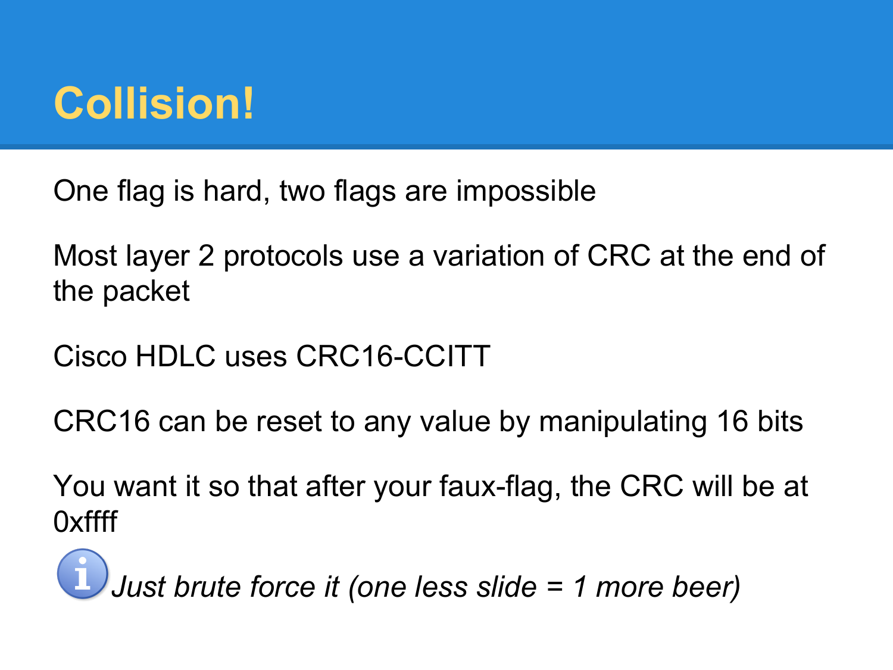# Collision!

One flag is hard, two flags are impossible

Most layer 2 protocols use a variation of CRC at the end of the packet

Cisco HDLC uses CRC16-CCITT

CRC16 can be reset to any value by manipulating 16 bits

You want it so that after your faux-flag, the CRC will be at 0xffff

*Just brute force it (one less slide = 1 more beer)*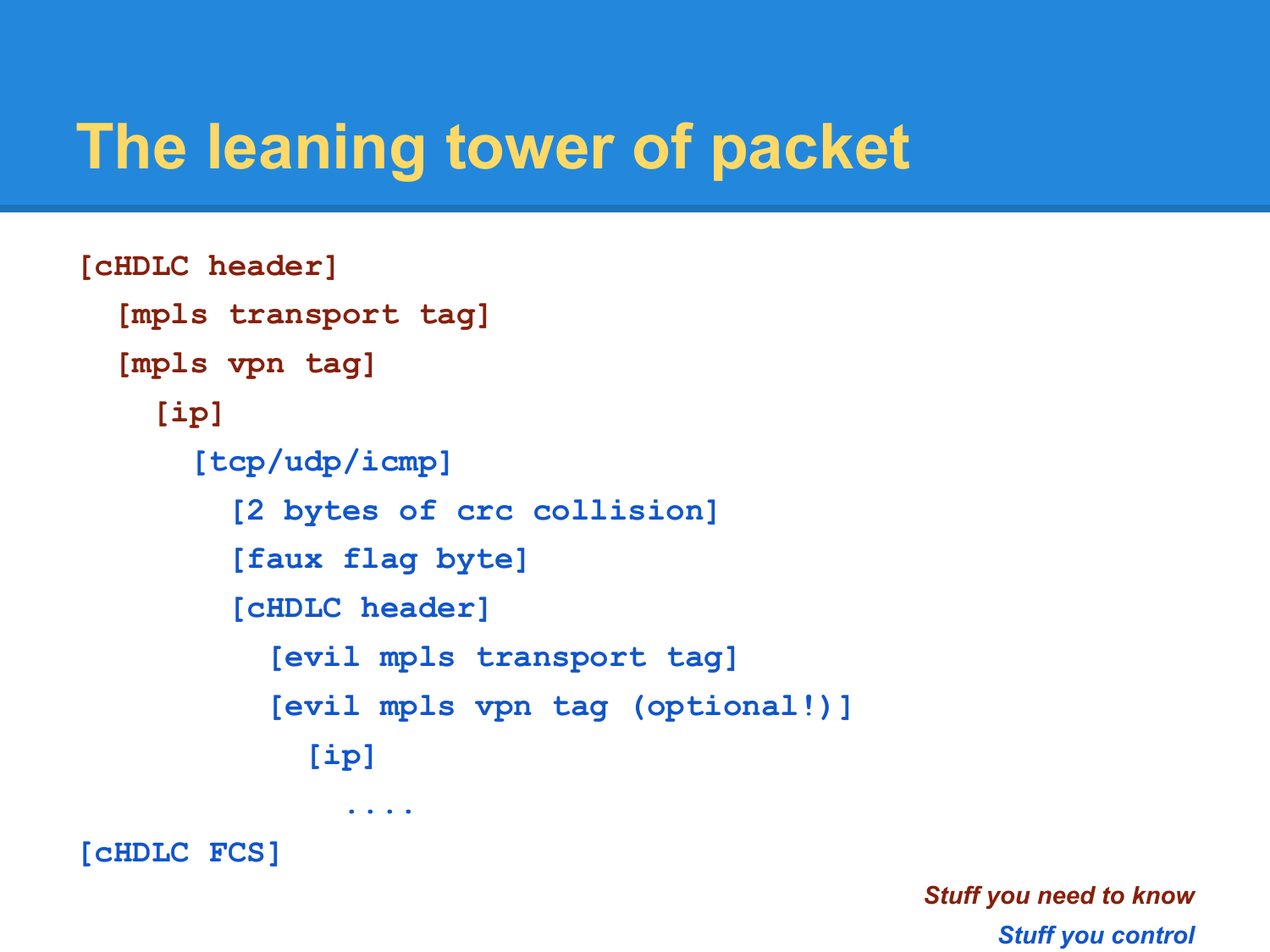# The leaning tower of packet

```
[cHDLC header]
  [mpls transport tag]
  [mpls vpn tag]
    [ip]
      [tcp/udp/icmp]
        [2 bytes of crc collision]
        [faux flag byte]
        [cHDLC header]
          [evil mpls transport tag]
          [evil mpls vpn tag (optional!)]
            [ip]
              ....
[cHDLC FCS]
```

*Stuff you need to know*

*Stuff you control*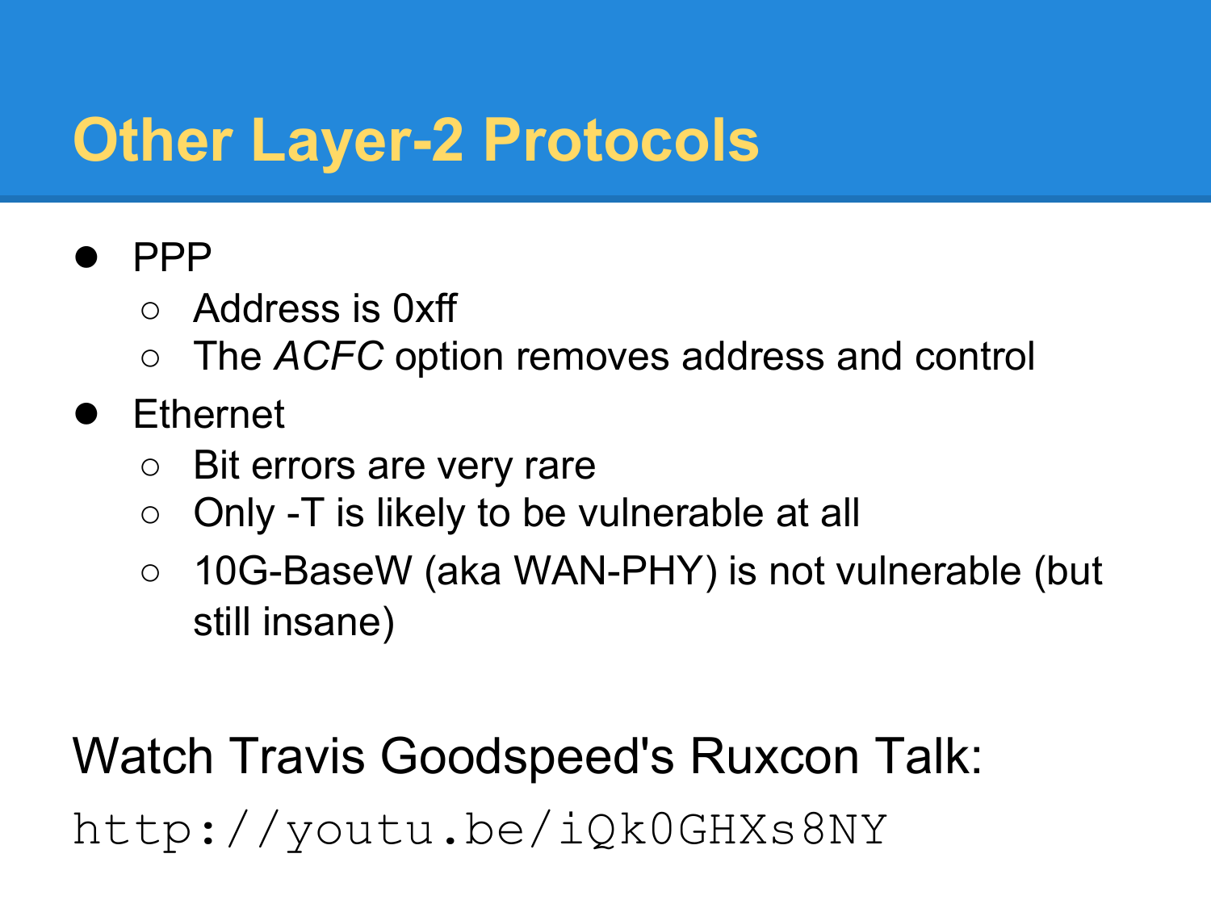# Other Layer-2 Protocols

- PPP
  - Address is 0xff
  - The *ACFC* option removes address and control
- Ethernet
  - Bit errors are very rare
  - Only -T is likely to be vulnerable at all
  - 10G-BaseW (aka WAN-PHY) is not vulnerable (but still insane)

Watch Travis Goodspeed's Ruxcon Talk:

`http://youtu.be/iQk0GHXs8NY`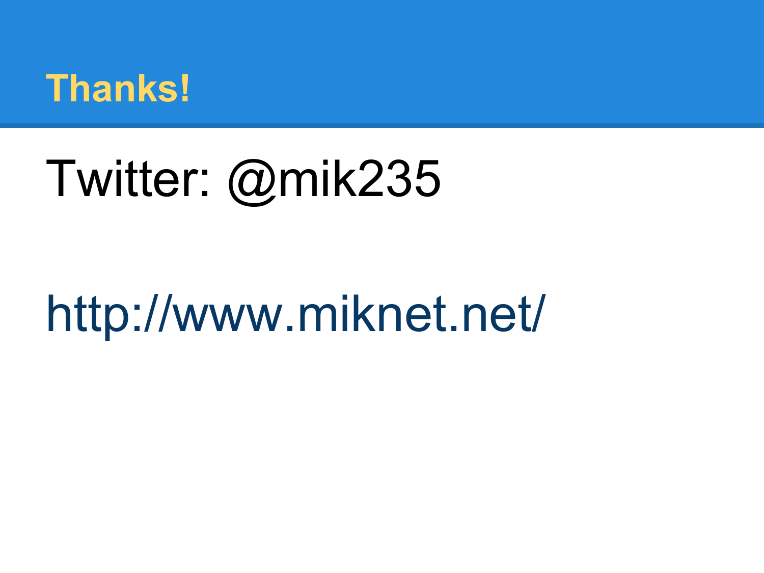# Thanks!

Twitter: @mik235

http://www.miknet.net/